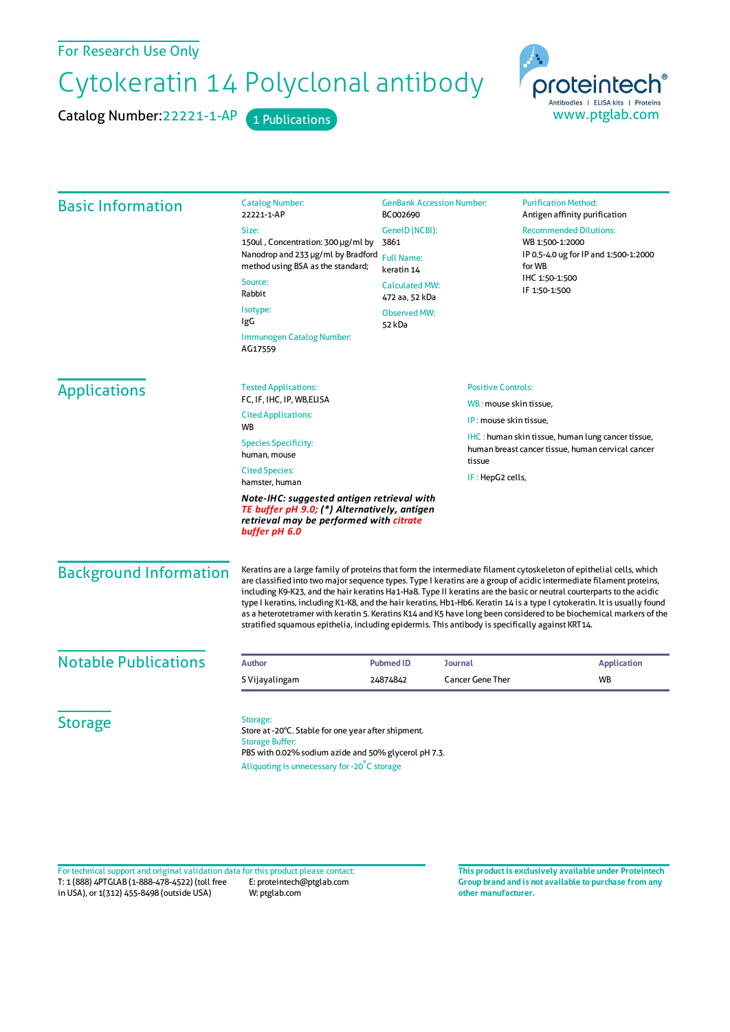For Research Use Only

# Cytokeratin 14 Polyclonal antibody

Catalog Number: 22221-1-AP    1 Publications

proteintech® Antibodies | ELISA kits | Proteins
www.ptglab.com

## Basic Information

Catalog Number:
22221-1-AP

Size:
150ul , Concentration: 300 μg/ml by Nanodrop and 233 μg/ml by Bradford method using BSA as the standard;

Source:
Rabbit

Isotype:
IgG

Immunogen Catalog Number:
AG17559

GenBank Accession Number:
BC002690

GeneID (NCBI):
3861

Full Name:
keratin 14

Calculated MW:
472 aa, 52 kDa

Observed MW:
52 kDa

Purification Method:
Antigen affinity purification

Recommended Dilutions:
WB 1:500-1:2000
IP 0.5-4.0 ug for IP and 1:500-1:2000 for WB
IHC 1:50-1:500
IF 1:50-1:500

## Applications

Tested Applications:
FC, IF, IHC, IP, WB,ELISA

Cited Applications:
WB

Species Specificity:
human, mouse

Cited Species:
hamster, human

***Note-IHC: suggested antigen retrieval with TE buffer pH 9.0; (\*) Alternatively, antigen retrieval may be performed with citrate buffer pH 6.0***

Positive Controls:

WB : mouse skin tissue,

IP : mouse skin tissue,

IHC : human skin tissue, human lung cancer tissue, human breast cancer tissue, human cervical cancer tissue

IF : HepG2 cells,

## Background Information

Keratins are a large family of proteins that form the intermediate filament cytoskeleton of epithelial cells, which are classified into two major sequence types. Type I keratins are a group of acidic intermediate filament proteins, including K9-K23, and the hair keratins Ha1-Ha8. Type II keratins are the basic or neutral courterparts to the acidic type I keratins, including K1-K8, and the hair keratins, Hb1-Hb6. Keratin 14 is a type I cytokeratin. It is usually found as a heterotetramer with keratin 5. Keratins K14 and K5 have long been considered to be biochemical markers of the stratified squamous epithelia, including epidermis. This antibody is specifically against KRT14.

## Notable Publications

| Author | Pubmed ID | Journal | Application |
|---|---|---|---|
| S Vijayalingam | 24874842 | Cancer Gene Ther | WB |

## Storage

Storage:
Store at -20°C. Stable for one year after shipment.

Storage Buffer:
PBS with 0.02% sodium azide and 50% glycerol pH 7.3.

Aliquoting is unnecessary for -20°C storage

For technical support and original validation data for this product please contact:
T: 1 (888) 4PTGLAB (1-888-478-4522) (toll free in USA), or 1(312) 455-8498 (outside USA)
E: proteintech@ptglab.com
W: ptglab.com

**This product is exclusively available under Proteintech Group brand and is not available to purchase from any other manufacturer.**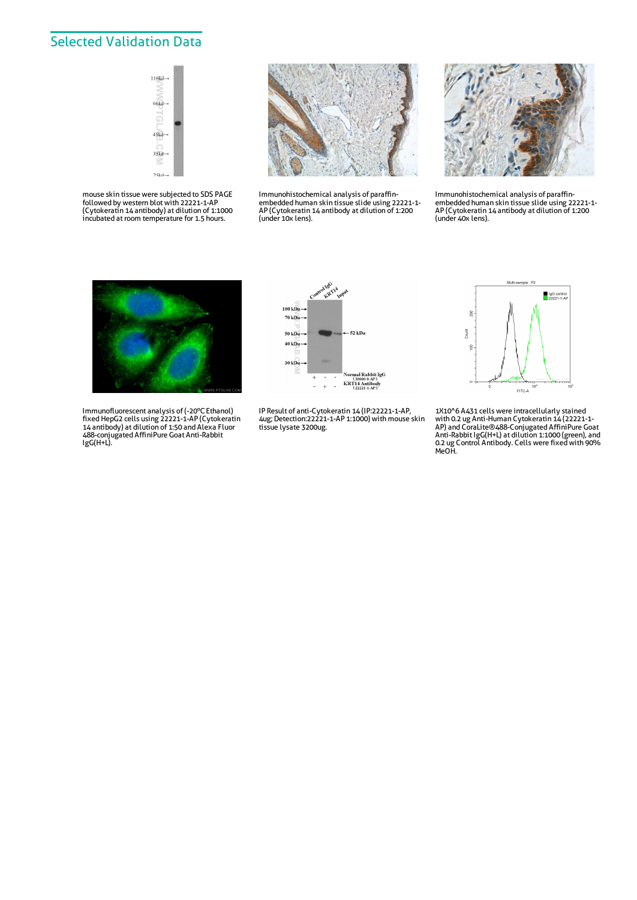## Selected Validation Data

116kd→
66kd→
45kd→
35kd→
25kd→

mouse skin tissue were subjected to SDS PAGE followed by western blot with 22221-1-AP (Cytokeratin 14 antibody) at dilution of 1:1000 incubated at room temperature for 1.5 hours.

Immunohistochemical analysis of paraffin-embedded human skin tissue slide using 22221-1-AP (Cytokeratin 14 antibody at dilution of 1:200 (under 10x lens).

Immunohistochemical analysis of paraffin-embedded human skin tissue slide using 22221-1-AP (Cytokeratin 14 antibody at dilution of 1:200 (under 40x lens).

Immunofluorescent analysis of (-20°C Ethanol) fixed HepG2 cells using 22221-1-AP (Cytokeratin 14 antibody) at dilution of 1:50 and Alexa Fluor 488-conjugated AffiniPure Goat Anti-Rabbit IgG(H+L).

Control IgG
KRT14
Input
100 kDa→
70 kDa→
50 kDa→
40 kDa→
30 kDa→
← 52 kDa
Normal Rabbit IgG (30000-0-AP)
KRT14 Antibody (22221-1-AP)

IP Result of anti-Cytokeratin 14 (IP:22221-1-AP, 4ug; Detection:22221-1-AP 1:1000) with mouse skin tissue lysate 3200ug.

Multi-sample : P2
IgG control
22221-1-AP
Count
FITC-A

1X10^6 A431 cells were intracellularly stained with 0.2 ug Anti-Human Cytokeratin 14 (22221-1-AP) and CoraLite®488-Conjugated AffiniPure Goat Anti-Rabbit IgG(H+L) at dilution 1:1000 (green), and 0.2 ug Control Antibody. Cells were fixed with 90% MeOH.